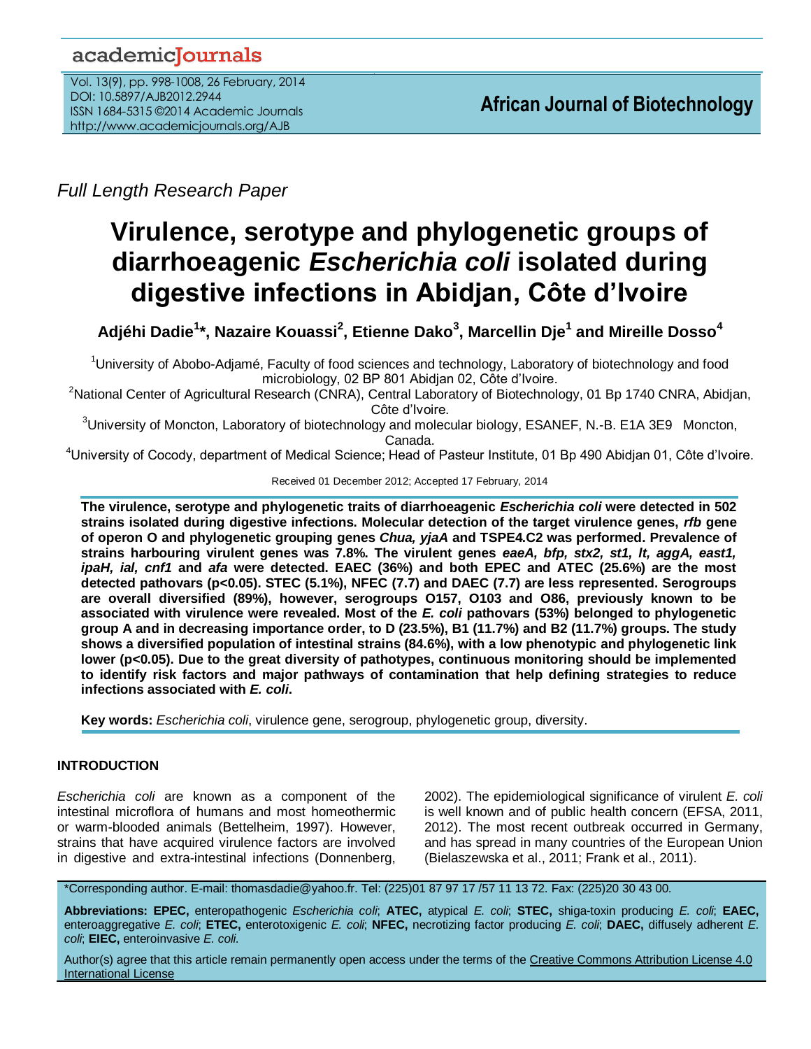Full Length Research Paper

# Virulence, serotype and phylogenetic groups of diarrhoeagenic *Escherichia coli* isolated during digestive infections in Abidjan, Côte d'Ivoire

**Adjéhi Dadie[1]\*, Nazaire Kouassi[2], Etienne Dako[3], Marcellin Dje[1] and Mireille Dosso[4]**

[1]University of Abobo-Adjamé, Faculty of food sciences and technology, Laboratory of biotechnology and food microbiology, 02 BP 801 Abidjan 02, Côte d'Ivoire.

[2]National Center of Agricultural Research (CNRA), Central Laboratory of Biotechnology, 01 Bp 1740 CNRA, Abidjan, Côte d'Ivoire.

[3]University of Moncton, Laboratory of biotechnology and molecular biology, ESANEF, N.-B. E1A 3E9 Moncton, Canada.

[4]University of Cocody, department of Medical Science; Head of Pasteur Institute, 01 Bp 490 Abidjan 01, Côte d'Ivoire.

Received 01 December 2012; Accepted 17 February, 2014

**The virulence, serotype and phylogenetic traits of diarrhoeagenic *Escherichia coli* were detected in 502 strains isolated during digestive infections. Molecular detection of the target virulence genes, *rfb* gene of operon O and phylogenetic grouping genes *Chua, yjaA* and TSPE4.C2 was performed. Prevalence of strains harbouring virulent genes was 7.8%. The virulent genes *eaeA, bfp, stx2, st1, lt, aggA, east1, ipaH, ial, cnf1* and *afa* were detected. EAEC (36%) and both EPEC and ATEC (25.6%) are the most detected pathovars (p<0.05). STEC (5.1%), NFEC (7.7) and DAEC (7.7) are less represented. Serogroups are overall diversified (89%), however, serogroups O157, O103 and O86, previously known to be associated with virulence were revealed. Most of the *E. coli* pathovars (53%) belonged to phylogenetic group A and in decreasing importance order, to D (23.5%), B1 (11.7%) and B2 (11.7%) groups. The study shows a diversified population of intestinal strains (84.6%), with a low phenotypic and phylogenetic link lower (p<0.05). Due to the great diversity of pathotypes, continuous monitoring should be implemented to identify risk factors and major pathways of contamination that help defining strategies to reduce infections associated with *E. coli*.**

**Key words:** *Escherichia coli*, virulence gene, serogroup, phylogenetic group, diversity.

## INTRODUCTION

*Escherichia coli* are known as a component of the intestinal microflora of humans and most homeothermic or warm-blooded animals (Bettelheim, 1997). However, strains that have acquired virulence factors are involved in digestive and extra-intestinal infections (Donnenberg, 2002). The epidemiological significance of virulent *E. coli* is well known and of public health concern (EFSA, 2011, 2012). The most recent outbreak occurred in Germany, and has spread in many countries of the European Union (Bielaszewska et al., 2011; Frank et al., 2011).

\*Corresponding author. E-mail: thomasdadie@yahoo.fr. Tel: (225)01 87 97 17 /57 11 13 72. Fax: (225)20 30 43 00.

**Abbreviations: EPEC,** enteropathogenic *Escherichia coli*; **ATEC,** atypical *E. coli*; **STEC,** shiga-toxin producing *E. coli*; **EAEC,** enteroaggregative *E. coli*; **ETEC,** enterotoxigenic *E. coli*; **NFEC,** necrotizing factor producing *E. coli*; **DAEC,** diffusely adherent *E. coli*; **EIEC,** enteroinvasive *E. coli.*

Author(s) agree that this article remain permanently open access under the terms of the Creative Commons Attribution License 4.0 International License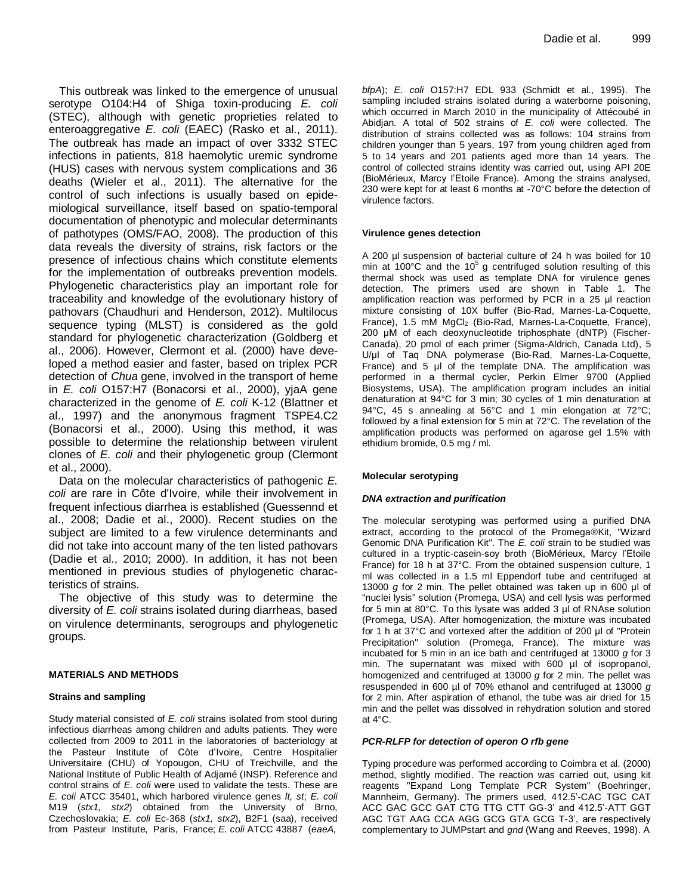This outbreak was linked to the emergence of unusual serotype O104:H4 of Shiga toxin-producing *E. coli* (STEC), although with genetic proprieties related to enteroaggregative *E. coli* (EAEC) (Rasko et al., 2011). The outbreak has made an impact of over 3332 STEC infections in patients, 818 haemolytic uremic syndrome (HUS) cases with nervous system complications and 36 deaths (Wieler et al., 2011). The alternative for the control of such infections is usually based on epidemiological surveillance, itself based on spatio-temporal documentation of phenotypic and molecular determinants of pathotypes (OMS/FAO, 2008). The production of this data reveals the diversity of strains, risk factors or the presence of infectious chains which constitute elements for the implementation of outbreaks prevention models. Phylogenetic characteristics play an important role for traceability and knowledge of the evolutionary history of pathovars (Chaudhuri and Henderson, 2012). Multilocus sequence typing (MLST) is considered as the gold standard for phylogenetic characterization (Goldberg et al., 2006). However, Clermont et al. (2000) have developed a method easier and faster, based on triplex PCR detection of *Chua* gene, involved in the transport of heme in *E. coli* O157:H7 (Bonacorsi et al., 2000), yjaA gene characterized in the genome of *E. coli* K-12 (Blattner et al., 1997) and the anonymous fragment TSPE4.C2 (Bonacorsi et al., 2000). Using this method, it was possible to determine the relationship between virulent clones of *E. coli* and their phylogenetic group (Clermont et al., 2000).

Data on the molecular characteristics of pathogenic *E. coli* are rare in Côte d'Ivoire, while their involvement in frequent infectious diarrhea is established (Guessennd et al., 2008; Dadie et al., 2000). Recent studies on the subject are limited to a few virulence determinants and did not take into account many of the ten listed pathovars (Dadie et al., 2010; 2000). In addition, it has not been mentioned in previous studies of phylogenetic characteristics of strains.

The objective of this study was to determine the diversity of *E. coli* strains isolated during diarrheas, based on virulence determinants, serogroups and phylogenetic groups.

## MATERIALS AND METHODS

### Strains and sampling

Study material consisted of *E. coli* strains isolated from stool during infectious diarrheas among children and adults patients. They were collected from 2009 to 2011 in the laboratories of bacteriology at the Pasteur Institute of Côte d'Ivoire, Centre Hospitalier Universitaire (CHU) of Yopougon, CHU of Treichville, and the National Institute of Public Health of Adjamé (INSP). Reference and control strains of *E. coli* were used to validate the tests. These are *E. coli* ATCC 35401, which harbored virulence genes *lt, st*; *E. coli* M19 (*stx1, stx2*) obtained from the University of Brno, Czechoslovakia; *E. coli* Ec-368 (*stx1, stx2*), B2F1 (saa), received from Pasteur Institute, Paris, France; *E. coli* ATCC 43887 (*eaeA, bfpA*); *E. coli* O157:H7 EDL 933 (Schmidt et al., 1995). The sampling included strains isolated during a waterborne poisoning, which occurred in March 2010 in the municipality of Attécoubé in Abidjan. A total of 502 strains of *E. coli* were collected. The distribution of strains collected was as follows: 104 strains from children younger than 5 years, 197 from young children aged from 5 to 14 years and 201 patients aged more than 14 years. The control of collected strains identity was carried out, using API 20E (BioMérieux, Marcy l'Etoile France). Among the strains analysed, 230 were kept for at least 6 months at -70°C before the detection of virulence factors.

### Virulence genes detection

A 200 µl suspension of bacterial culture of 24 h was boiled for 10 min at 100°C and the $10^5$ g centrifuged solution resulting of this thermal shock was used as template DNA for virulence genes detection. The primers used are shown in Table 1. The amplification reaction was performed by PCR in a 25 µl reaction mixture consisting of 10X buffer (Bio-Rad, Marnes-La-Coquette, France), 1.5 mM $MgCl_2$ (Bio-Rad, Marnes-La-Coquette, France), 200 µM of each deoxynucleotide triphosphate (dNTP) (Fischer-Canada), 20 pmol of each primer (Sigma-Aldrich, Canada Ltd), 5 U/µl of Taq DNA polymerase (Bio-Rad, Marnes-La-Coquette, France) and 5 µl of the template DNA. The amplification was performed in a thermal cycler, Perkin Elmer 9700 (Applied Biosystems, USA). The amplification program includes an initial denaturation at 94°C for 3 min; 30 cycles of 1 min denaturation at 94°C, 45 s annealing at 56°C and 1 min elongation at 72°C; followed by a final extension for 5 min at 72°C. The revelation of the amplification products was performed on agarose gel 1.5% with ethidium bromide, 0.5 mg / ml.

### Molecular serotyping

#### *DNA extraction and purification*

The molecular serotyping was performed using a purified DNA extract, according to the protocol of the Promega®Kit, "Wizard Genomic DNA Purification Kit". The *E. coli* strain to be studied was cultured in a tryptic-casein-soy broth (BioMérieux, Marcy l'Etoile France) for 18 h at 37°C. From the obtained suspension culture, 1 ml was collected in a 1.5 ml Eppendorf tube and centrifuged at 13000 *g* for 2 min. The pellet obtained was taken up in 600 µl of "nuclei lysis" solution (Promega, USA) and cell lysis was performed for 5 min at 80°C. To this lysate was added 3 µl of RNAse solution (Promega, USA). After homogenization, the mixture was incubated for 1 h at 37°C and vortexed after the addition of 200 µl of "Protein Precipitation" solution (Promega, France). The mixture was incubated for 5 min in an ice bath and centrifuged at 13000 *g* for 3 min. The supernatant was mixed with 600 µl of isopropanol, homogenized and centrifuged at 13000 *g* for 2 min. The pellet was resuspended in 600 µl of 70% ethanol and centrifuged at 13000 *g* for 2 min. After aspiration of ethanol, the tube was air dried for 15 min and the pellet was dissolved in rehydration solution and stored at 4°C.

#### *PCR-RLFP for detection of operon O rfb gene*

Typing procedure was performed according to Coimbra et al. (2000) method, slightly modified. The reaction was carried out, using kit reagents "Expand Long Template PCR System" (Boehringer, Mannheim, Germany). The primers used, 412.5'-CAC TGC CAT ACC GAC GCC GAT CTG TTG CTT GG-3' and 412.5'-ATT GGT AGC TGT AAG CCA AGG GCG GTA GCG T-3', are respectively complementary to JUMPstart and *gnd* (Wang and Reeves, 1998). A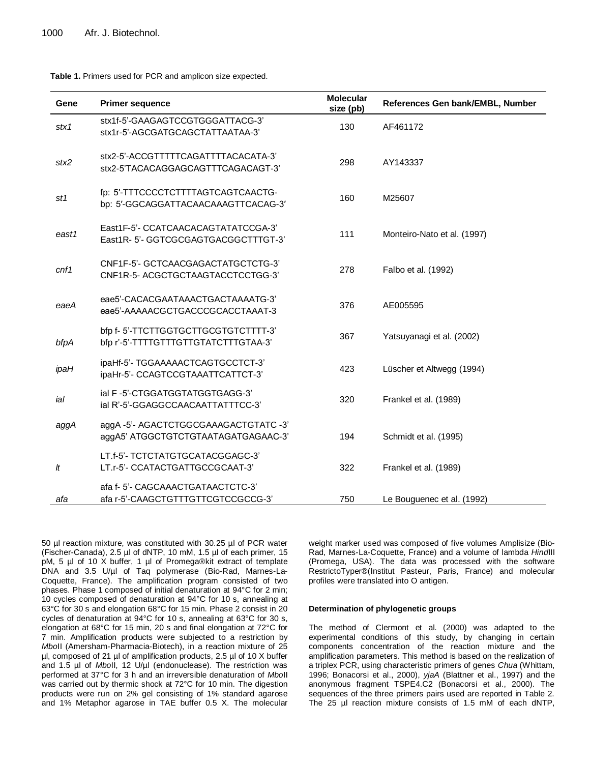**Table 1.** Primers used for PCR and amplicon size expected.

| Gene | Primer sequence | Molecular size (pb) | References Gen bank/EMBL, Number |
|---|---|---|---|
| *stx1* | stx1f-5'-GAAGAGTCCGTGGGATTACG-3'<br>stx1r-5'-AGCGATGCAGCTATTAATAA-3' | 130 | AF461172 |
| *stx2* | stx2-5'-ACCGTTTTTCAGATTTTACACATA-3'<br>stx2-5'TACACAGGAGCAGTTTCAGACAGT-3' | 298 | AY143337 |
| *st1* | fp: 5′-TTTCCCCTCTTTTAGTCAGTCAACTG-<br>bp: 5′-GGCAGGATTACAACAAAGTTCACAG-3′ | 160 | M25607 |
| *east1* | East1F-5'- CCATCAACACAGTATATCCGA-3'<br>East1R- 5'- GGTCGCGAGTGACGGCTTTGT-3' | 111 | Monteiro-Nato et al. (1997) |
| *cnf1* | CNF1F-5'- GCTCAACGAGACTATGCTCTG-3'<br>CNF1R-5- ACGCTGCTAAGTACCTCCTGG-3' | 278 | Falbo et al. (1992) |
| *eaeA* | eae5'-CACACGAATAAACTGACTAAAATG-3'<br>eae5'-AAAAACGCTGACCCGCACCTAAAT-3 | 376 | AE005595 |
| *bfpA* | bfp f- 5'-TTCTTGGTGCTTGCGTGTCTTTT-3'<br>bfp r'-5'-TTTTGTTTGTTGTATCTTTGTAA-3' | 367 | Yatsuyanagi et al. (2002) |
| *ipaH* | ipaHf-5'- TGGAAAAACTCAGTGCCTCT-3'<br>ipaHr-5'- CCAGTCCGTAAATTCATTCT-3' | 423 | Lüscher et Altwegg (1994) |
| *ial* | ial F -5'-CTGGATGGTATGGTGAGG-3'<br>ial R'-5'-GGAGGCCAACAATTATTTCC-3' | 320 | Frankel et al. (1989) |
| *aggA* | aggA -5'- AGACTCTGGCGAAAGACTGTATC -3'<br>aggA5' ATGGCTGTCTGTAATAGATGAGAAC-3' | 194 | Schmidt et al. (1995) |
| *lt* | LT.f-5'- TCTCTATGTGCATACGGAGC-3'<br>LT.r-5'- CCATACTGATTGCCGCAAT-3' | 322 | Frankel et al. (1989) |
| *afa* | afa f- 5'- CAGCAAACTGATAACTCTC-3'<br>afa r-5'-CAAGCTGTTTGTTCGTCCGCCG-3' | 750 | Le Bouguenec et al. (1992) |

50 µl reaction mixture, was constituted with 30.25 µl of PCR water (Fischer-Canada), 2.5 µl of dNTP, 10 mM, 1.5 µl of each primer, 15 pM, 5 µl of 10 X buffer, 1 µl of Promega®kit extract of template DNA and 3.5 U/µl of Taq polymerase (Bio-Rad, Marnes-La-Coquette, France). The amplification program consisted of two phases. Phase 1 composed of initial denaturation at 94°C for 2 min; 10 cycles composed of denaturation at 94°C for 10 s, annealing at 63°C for 30 s and elongation 68°C for 15 min. Phase 2 consist in 20 cycles of denaturation at 94°C for 10 s, annealing at 63°C for 30 s, elongation at 68°C for 15 min, 20 s and final elongation at 72°C for 7 min. Amplification products were subjected to a restriction by *Mbo*II (Amersham-Pharmacia-Biotech), in a reaction mixture of 25 µl, composed of 21 µl of amplification products, 2.5 µl of 10 X buffer and 1.5 µl of *Mbo*II, 12 U/µl (endonuclease). The restriction was performed at 37°C for 3 h and an irreversible denaturation of *Mbo*II was carried out by thermic shock at 72°C for 10 min. The digestion products were run on 2% gel consisting of 1% standard agarose and 1% Metaphor agarose in TAE buffer 0.5 X. The molecular weight marker used was composed of five volumes Amplisize (Bio-Rad, Marnes-La-Coquette, France) and a volume of lambda *Hind*III (Promega, USA). The data was processed with the software RestrictoTyper®(Institut Pasteur, Paris, France) and molecular profiles were translated into O antigen.

#### Determination of phylogenetic groups

The method of Clermont et al. (2000) was adapted to the experimental conditions of this study, by changing in certain components concentration of the reaction mixture and the amplification parameters. This method is based on the realization of a triplex PCR, using characteristic primers of genes *Chua* (Whittam, 1996; Bonacorsi et al., 2000), *yjaA* (Blattner et al., 1997) and the anonymous fragment TSPE4.C2 (Bonacorsi et al., 2000). The sequences of the three primers pairs used are reported in Table 2. The 25 µl reaction mixture consists of 1.5 mM of each dNTP,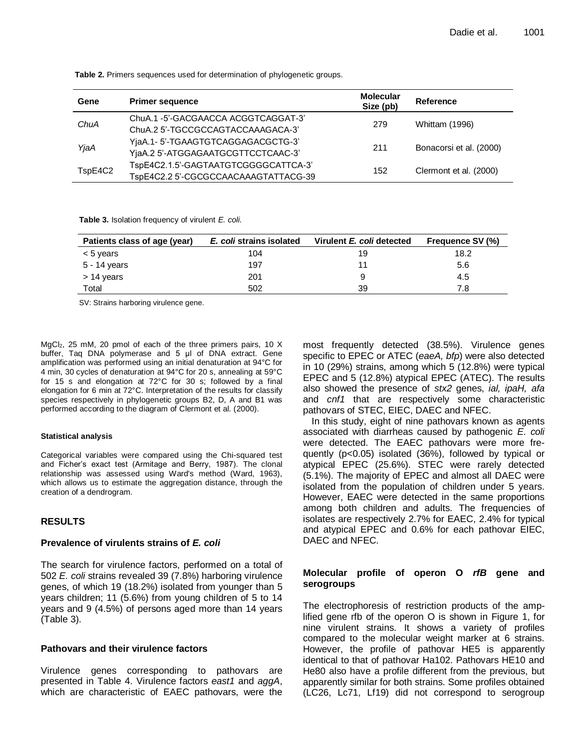**Table 2.** Primers sequences used for determination of phylogenetic groups.

| Gene | Primer sequence | Molecular Size (pb) | Reference |
|---|---|---|---|
| *ChuA* | ChuA.1 -5'-GACGAACCA ACGGTCAGGAT-3'<br>ChuA.2 5'-TGCCGCCAGTACCAAAGACA-3' | 279 | Whittam (1996) |
| *YjaA* | YjaA.1- 5'-TGAAGTGTCAGGAGACGCTG-3'<br>YjaA.2 5'-ATGGAGAATGCGTTCCTCAAC-3' | 211 | Bonacorsi et al. (2000) |
| TspE4C2 | TspE4C2.1.5'-GAGTAATGTCGGGGCATTCA-3'<br>TspE4C2.2 5'-CGCGCCAACAAAGTATTACG-39 | 152 | Clermont et al. (2000) |

**Table 3.** Isolation frequency of virulent *E. coli*.

| Patients class of age (year) | *E. coli* strains isolated | Virulent *E. coli* detected | Frequence SV (%) |
|---|---|---|---|
| < 5 years | 104 | 19 | 18.2 |
| 5 - 14 years | 197 | 11 | 5.6 |
| > 14 years | 201 | 9 | 4.5 |
| Total | 502 | 39 | 7.8 |

SV: Strains harboring virulence gene.

$MgCl_2$, 25 mM, 20 pmol of each of the three primers pairs, 10 X buffer, Taq DNA polymerase and 5 µl of DNA extract. Gene amplification was performed using an initial denaturation at 94°C for 4 min, 30 cycles of denaturation at 94°C for 20 s, annealing at 59°C for 15 s and elongation at 72°C for 30 s; followed by a final elongation for 6 min at 72°C. Interpretation of the results for classify species respectively in phylogenetic groups B2, D, A and B1 was performed according to the diagram of Clermont et al. (2000).

#### Statistical analysis

Categorical variables were compared using the Chi-squared test and Ficher's exact test (Armitage and Berry, 1987). The clonal relationship was assessed using Ward's method (Ward, 1963), which allows us to estimate the aggregation distance, through the creation of a dendrogram.

## RESULTS

### Prevalence of virulents strains of *E. coli*

The search for virulence factors, performed on a total of 502 *E. coli* strains revealed 39 (7.8%) harboring virulence genes, of which 19 (18.2%) isolated from younger than 5 years children; 11 (5.6%) from young children of 5 to 14 years and 9 (4.5%) of persons aged more than 14 years (Table 3).

### Pathovars and their virulence factors

Virulence genes corresponding to pathovars are presented in Table 4. Virulence factors *east1* and *aggA*, which are characteristic of EAEC pathovars, were the most frequently detected (38.5%). Virulence genes specific to EPEC or ATEC (*eaeA, bfp*) were also detected in 10 (29%) strains, among which 5 (12.8%) were typical EPEC and 5 (12.8%) atypical EPEC (ATEC). The results also showed the presence of *stx2* genes, *ial, ipaH, afa* and *cnf1* that are respectively some characteristic pathovars of STEC, EIEC, DAEC and NFEC.

In this study, eight of nine pathovars known as agents associated with diarrheas caused by pathogenic *E. coli* were detected. The EAEC pathovars were more frequently ($p<0.05$) isolated (36%), followed by typical or atypical EPEC (25.6%). STEC were rarely detected (5.1%). The majority of EPEC and almost all DAEC were isolated from the population of children under 5 years. However, EAEC were detected in the same proportions among both children and adults. The frequencies of isolates are respectively 2.7% for EAEC, 2.4% for typical and atypical EPEC and 0.6% for each pathovar EIEC, DAEC and NFEC.

### Molecular profile of operon O *rfB* gene and serogroups

The electrophoresis of restriction products of the amplified gene rfb of the operon O is shown in Figure 1, for nine virulent strains. It shows a variety of profiles compared to the molecular weight marker at 6 strains. However, the profile of pathovar HE5 is apparently identical to that of pathovar Ha102. Pathovars HE10 and He80 also have a profile different from the previous, but apparently similar for both strains. Some profiles obtained (LC26, Lc71, Lf19) did not correspond to serogroup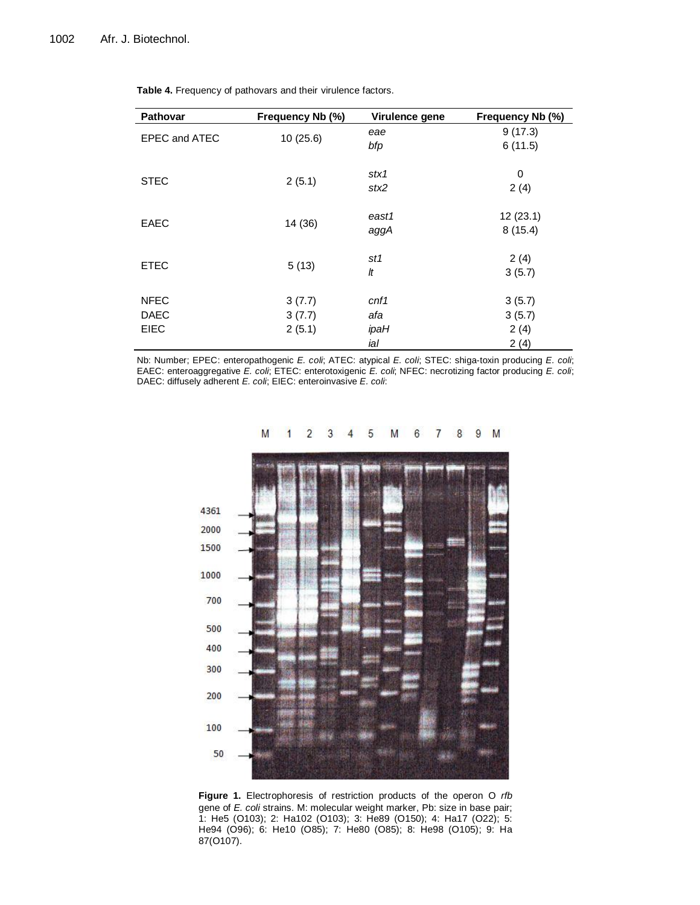**Table 4.** Frequency of pathovars and their virulence factors.

| Pathovar | Frequency Nb (%) | Virulence gene | Frequency Nb (%) |
|---|---|---|---|
| EPEC and ATEC | 10 (25.6) | *eae* | 9 (17.3) |
| | | *bfp* | 6 (11.5) |
| STEC | 2 (5.1) | *stx1* | 0 |
| | | *stx2* | 2 (4) |
| EAEC | 14 (36) | *east1* | 12 (23.1) |
| | | *aggA* | 8 (15.4) |
| ETEC | 5 (13) | *st1* | 2 (4) |
| | | *lt* | 3 (5.7) |
| NFEC | 3 (7.7) | *cnf1* | 3 (5.7) |
| DAEC | 3 (7.7) | *afa* | 3 (5.7) |
| EIEC | 2 (5.1) | *ipaH* | 2 (4) |
| | | *ial* | 2 (4) |

Nb: Number; EPEC: enteropathogenic *E. coli*; ATEC: atypical *E. coli*; STEC: shiga-toxin producing *E. coli*; EAEC: enteroaggregative *E. coli*; ETEC: enterotoxigenic *E. coli*; NFEC: necrotizing factor producing *E. coli*; DAEC: diffusely adherent *E. coli*; EIEC: enteroinvasive *E. coli*:

**Figure 1.** Electrophoresis of restriction products of the operon O *rfb* gene of *E. coli* strains. M: molecular weight marker, Pb: size in base pair; 1: He5 (O103); 2: Ha102 (O103); 3: He89 (O150); 4: Ha17 (O22); 5: He94 (O96); 6: He10 (O85); 7: He80 (O85); 8: He98 (O105); 9: Ha 87(O107).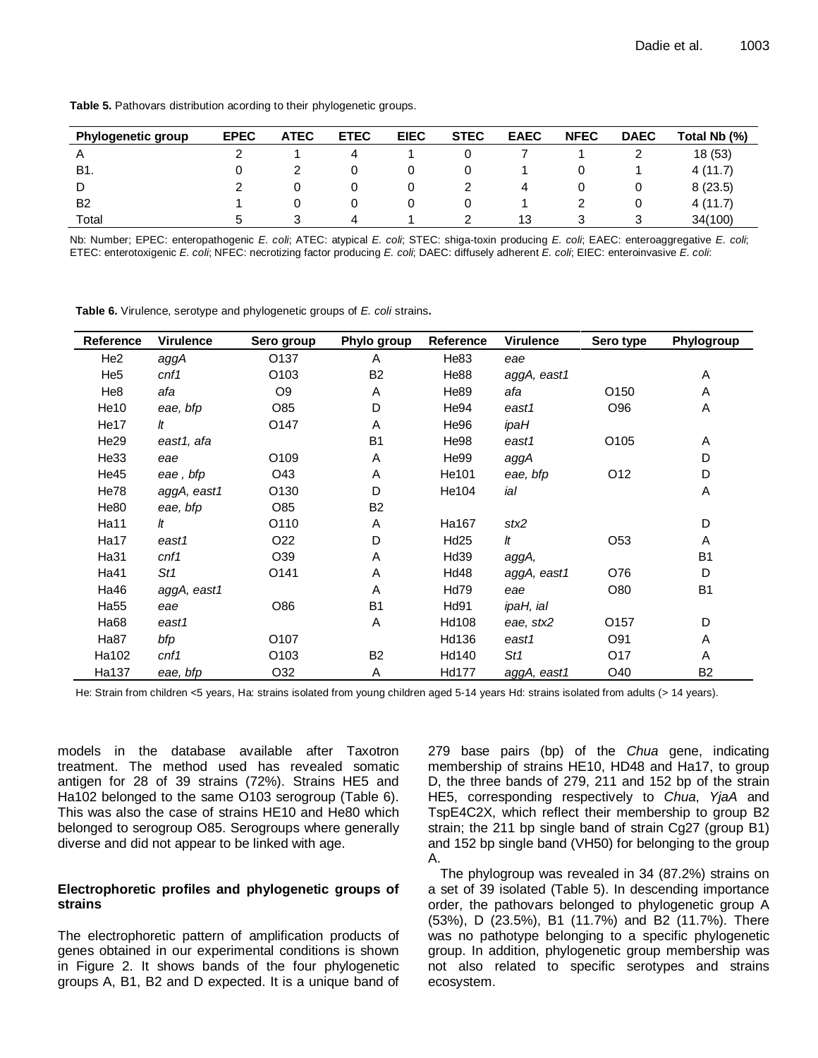**Table 5.** Pathovars distribution acording to their phylogenetic groups.

| Phylogenetic group | EPEC | ATEC | ETEC | EIEC | STEC | EAEC | NFEC | DAEC | Total Nb (%) |
|---|---|---|---|---|---|---|---|---|---|
| A | 2 | 1 | 4 | 1 | 0 | 7 | 1 | 2 | 18 (53) |
| B1. | 0 | 2 | 0 | 0 | 0 | 1 | 0 | 1 | 4 (11.7) |
| D | 2 | 0 | 0 | 0 | 2 | 4 | 0 | 0 | 8 (23.5) |
| B2 | 1 | 0 | 0 | 0 | 0 | 1 | 2 | 0 | 4 (11.7) |
| Total | 5 | 3 | 4 | 1 | 2 | 13 | 3 | 3 | 34(100) |

Nb: Number; EPEC: enteropathogenic *E. coli*; ATEC: atypical *E. coli*; STEC: shiga-toxin producing *E. coli*; EAEC: enteroaggregative *E. coli*; ETEC: enterotoxigenic *E. coli*; NFEC: necrotizing factor producing *E. coli*; DAEC: diffusely adherent *E. coli*; EIEC: enteroinvasive *E. coli*:

**Table 6.** Virulence, serotype and phylogenetic groups of *E. coli* strains**.**

| Reference | Virulence | Sero group | Phylo group | Reference | Virulence | Sero type | Phylogroup |
|---|---|---|---|---|---|---|---|
| He2 | *aggA* | O137 | A | He83 | *eae* | | |
| He5 | *cnf1* | O103 | B2 | He88 | *aggA, east1* | | A |
| He8 | *afa* | O9 | A | He89 | *afa* | O150 | A |
| He10 | *eae, bfp* | O85 | D | He94 | *east1* | O96 | A |
| He17 | *lt* | O147 | A | He96 | *ipaH* | | |
| He29 | *east1, afa* | | B1 | He98 | *east1* | O105 | A |
| He33 | *eae* | O109 | A | He99 | *aggA* | | D |
| He45 | *eae , bfp* | O43 | A | He101 | *eae, bfp* | O12 | D |
| He78 | *aggA, east1* | O130 | D | He104 | *ial* | | A |
| He80 | *eae, bfp* | O85 | B2 | | | | |
| Ha11 | *lt* | O110 | A | Ha167 | *stx2* | | D |
| Ha17 | *east1* | O22 | D | Hd25 | *lt* | O53 | A |
| Ha31 | *cnf1* | O39 | A | Hd39 | *aggA,* | | B1 |
| Ha41 | *St1* | O141 | A | Hd48 | *aggA, east1* | O76 | D |
| Ha46 | *aggA, east1* | | A | Hd79 | *eae* | O80 | B1 |
| Ha55 | *eae* | O86 | B1 | Hd91 | *ipaH, ial* | | |
| Ha68 | *east1* | | A | Hd108 | *eae, stx2* | O157 | D |
| Ha87 | *bfp* | O107 | | Hd136 | *east1* | O91 | A |
| Ha102 | *cnf1* | O103 | B2 | Hd140 | *St1* | O17 | A |
| Ha137 | *eae, bfp* | O32 | A | Hd177 | *aggA, east1* | O40 | B2 |

He: Strain from children <5 years, Ha: strains isolated from young children aged 5-14 years Hd: strains isolated from adults (> 14 years).

models in the database available after Taxotron treatment. The method used has revealed somatic antigen for 28 of 39 strains (72%). Strains HE5 and Ha102 belonged to the same O103 serogroup (Table 6). This was also the case of strains HE10 and He80 which belonged to serogroup O85. Serogroups where generally diverse and did not appear to be linked with age.

## Electrophoretic profiles and phylogenetic groups of strains

The electrophoretic pattern of amplification products of genes obtained in our experimental conditions is shown in Figure 2. It shows bands of the four phylogenetic groups A, B1, B2 and D expected. It is a unique band of 279 base pairs (bp) of the *Chua* gene, indicating membership of strains HE10, HD48 and Ha17, to group D, the three bands of 279, 211 and 152 bp of the strain HE5, corresponding respectively to *Chua*, *YjaA* and TspE4C2X, which reflect their membership to group B2 strain; the 211 bp single band of strain Cg27 (group B1) and 152 bp single band (VH50) for belonging to the group A.

The phylogroup was revealed in 34 (87.2%) strains on a set of 39 isolated (Table 5). In descending importance order, the pathovars belonged to phylogenetic group A (53%), D (23.5%), B1 (11.7%) and B2 (11.7%). There was no pathotype belonging to a specific phylogenetic group. In addition, phylogenetic group membership was not also related to specific serotypes and strains ecosystem.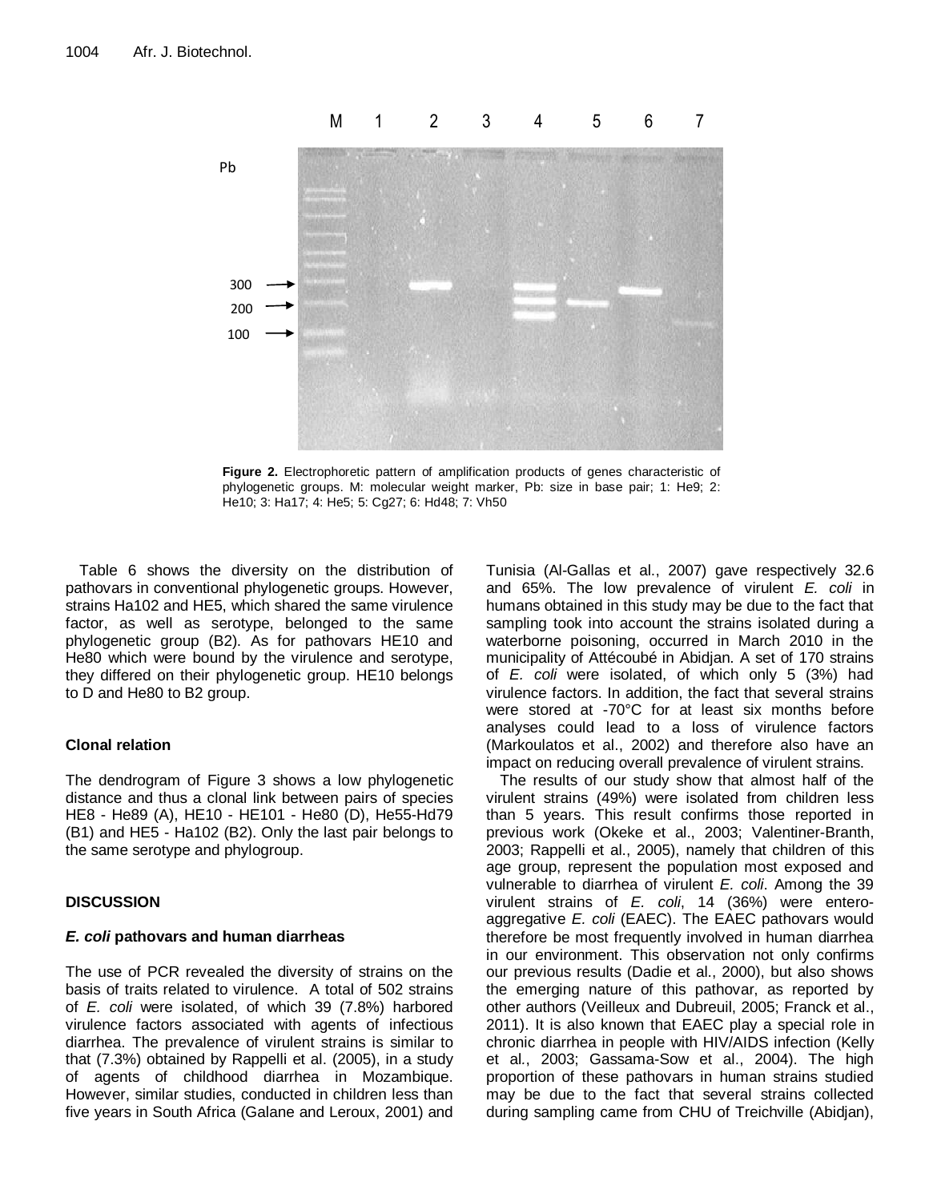**Figure 2.** Electrophoretic pattern of amplification products of genes characteristic of phylogenetic groups. M: molecular weight marker, Pb: size in base pair; 1: He9; 2: He10; 3: Ha17; 4: He5; 5: Cg27; 6: Hd48; 7: Vh50

Table 6 shows the diversity on the distribution of pathovars in conventional phylogenetic groups. However, strains Ha102 and HE5, which shared the same virulence factor, as well as serotype, belonged to the same phylogenetic group (B2). As for pathovars HE10 and He80 which were bound by the virulence and serotype, they differed on their phylogenetic group. HE10 belongs to D and He80 to B2 group.

### Clonal relation

The dendrogram of Figure 3 shows a low phylogenetic distance and thus a clonal link between pairs of species HE8 - He89 (A), HE10 - HE101 - He80 (D), He55-Hd79 (B1) and HE5 - Ha102 (B2). Only the last pair belongs to the same serotype and phylogroup.

## DISCUSSION

### *E. coli* pathovars and human diarrheas

The use of PCR revealed the diversity of strains on the basis of traits related to virulence. A total of 502 strains of *E. coli* were isolated, of which 39 (7.8%) harbored virulence factors associated with agents of infectious diarrhea. The prevalence of virulent strains is similar to that (7.3%) obtained by Rappelli et al. (2005), in a study of agents of childhood diarrhea in Mozambique. However, similar studies, conducted in children less than five years in South Africa (Galane and Leroux, 2001) and Tunisia (Al-Gallas et al., 2007) gave respectively 32.6 and 65%. The low prevalence of virulent *E. coli* in humans obtained in this study may be due to the fact that sampling took into account the strains isolated during a waterborne poisoning, occurred in March 2010 in the municipality of Attécoubé in Abidjan. A set of 170 strains of *E. coli* were isolated, of which only 5 (3%) had virulence factors. In addition, the fact that several strains were stored at -70°C for at least six months before analyses could lead to a loss of virulence factors (Markoulatos et al., 2002) and therefore also have an impact on reducing overall prevalence of virulent strains.

The results of our study show that almost half of the virulent strains (49%) were isolated from children less than 5 years. This result confirms those reported in previous work (Okeke et al., 2003; Valentiner-Branth, 2003; Rappelli et al., 2005), namely that children of this age group, represent the population most exposed and vulnerable to diarrhea of virulent *E. coli*. Among the 39 virulent strains of *E. coli*, 14 (36%) were entero-aggregative *E. coli* (EAEC). The EAEC pathovars would therefore be most frequently involved in human diarrhea in our environment. This observation not only confirms our previous results (Dadie et al., 2000), but also shows the emerging nature of this pathovar, as reported by other authors (Veilleux and Dubreuil, 2005; Franck et al., 2011). It is also known that EAEC play a special role in chronic diarrhea in people with HIV/AIDS infection (Kelly et al., 2003; Gassama-Sow et al., 2004). The high proportion of these pathovars in human strains studied may be due to the fact that several strains collected during sampling came from CHU of Treichville (Abidjan),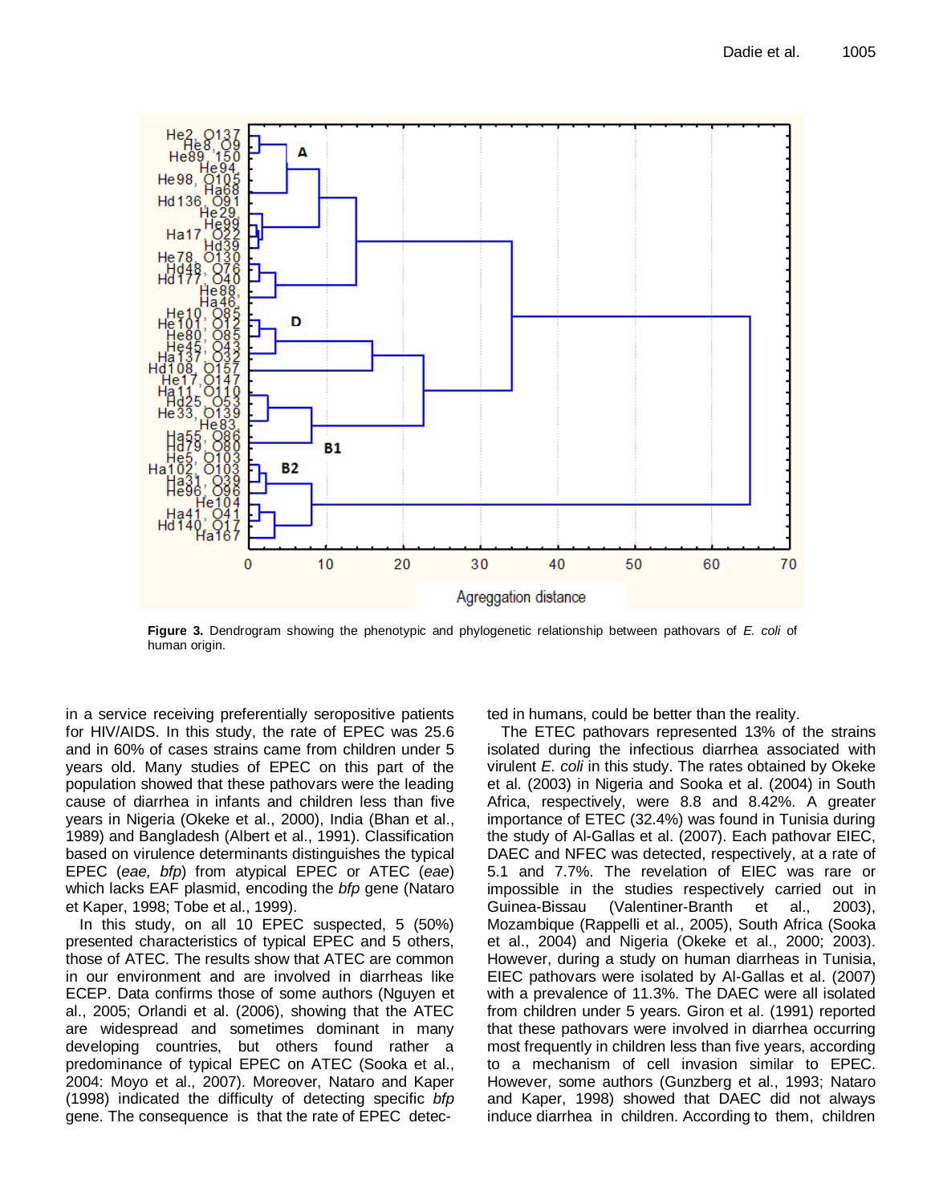**Figure 3.** Dendrogram showing the phenotypic and phylogenetic relationship between pathovars of *E. coli* of human origin.

in a service receiving preferentially seropositive patients for HIV/AIDS. In this study, the rate of EPEC was 25.6 and in 60% of cases strains came from children under 5 years old. Many studies of EPEC on this part of the population showed that these pathovars were the leading cause of diarrhea in infants and children less than five years in Nigeria (Okeke et al., 2000), India (Bhan et al., 1989) and Bangladesh (Albert et al., 1991). Classification based on virulence determinants distinguishes the typical EPEC (*eae, bfp*) from atypical EPEC or ATEC (*eae*) which lacks EAF plasmid, encoding the *bfp* gene (Nataro et Kaper, 1998; Tobe et al., 1999).

In this study, on all 10 EPEC suspected, 5 (50%) presented characteristics of typical EPEC and 5 others, those of ATEC. The results show that ATEC are common in our environment and are involved in diarrheas like ECEP. Data confirms those of some authors (Nguyen et al., 2005; Orlandi et al. (2006), showing that the ATEC are widespread and sometimes dominant in many developing countries, but others found rather a predominance of typical EPEC on ATEC (Sooka et al., 2004: Moyo et al., 2007). Moreover, Nataro and Kaper (1998) indicated the difficulty of detecting specific *bfp* gene. The consequence is that the rate of EPEC detected in humans, could be better than the reality.

The ETEC pathovars represented 13% of the strains isolated during the infectious diarrhea associated with virulent *E. coli* in this study. The rates obtained by Okeke et al. (2003) in Nigeria and Sooka et al. (2004) in South Africa, respectively, were 8.8 and 8.42%. A greater importance of ETEC (32.4%) was found in Tunisia during the study of Al-Gallas et al. (2007). Each pathovar EIEC, DAEC and NFEC was detected, respectively, at a rate of 5.1 and 7.7%. The revelation of EIEC was rare or impossible in the studies respectively carried out in Guinea-Bissau (Valentiner-Branth et al., 2003), Mozambique (Rappelli et al., 2005), South Africa (Sooka et al., 2004) and Nigeria (Okeke et al., 2000; 2003). However, during a study on human diarrheas in Tunisia, EIEC pathovars were isolated by Al-Gallas et al. (2007) with a prevalence of 11.3%. The DAEC were all isolated from children under 5 years. Giron et al. (1991) reported that these pathovars were involved in diarrhea occurring most frequently in children less than five years, according to a mechanism of cell invasion similar to EPEC. However, some authors (Gunzberg et al., 1993; Nataro and Kaper, 1998) showed that DAEC did not always induce diarrhea in children. According to them, children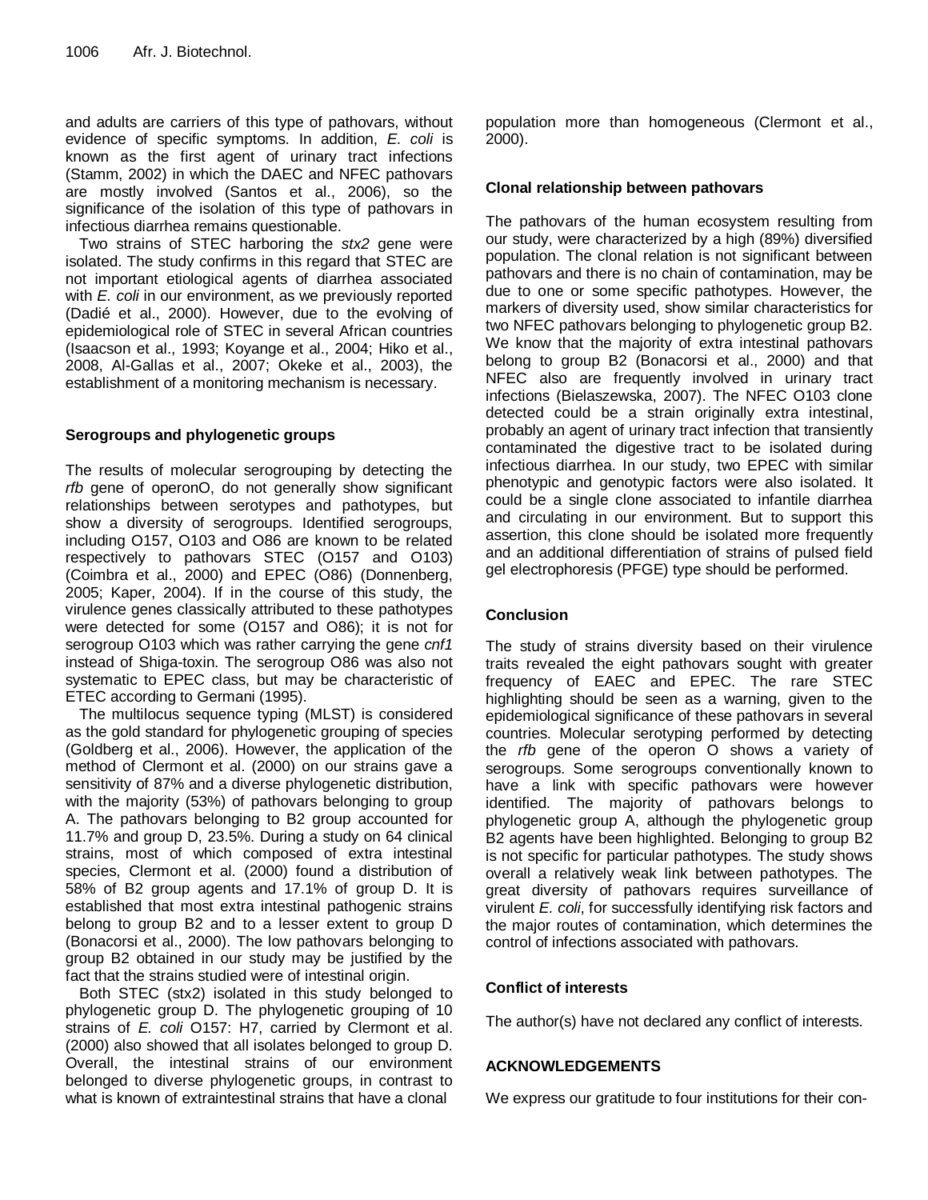and adults are carriers of this type of pathovars, without evidence of specific symptoms. In addition, *E. coli* is known as the first agent of urinary tract infections (Stamm, 2002) in which the DAEC and NFEC pathovars are mostly involved (Santos et al., 2006), so the significance of the isolation of this type of pathovars in infectious diarrhea remains questionable.

Two strains of STEC harboring the *stx2* gene were isolated. The study confirms in this regard that STEC are not important etiological agents of diarrhea associated with *E. coli* in our environment, as we previously reported (Dadié et al., 2000). However, due to the evolving of epidemiological role of STEC in several African countries (Isaacson et al., 1993; Koyange et al., 2004; Hiko et al., 2008, Al-Gallas et al., 2007; Okeke et al., 2003), the establishment of a monitoring mechanism is necessary.

### Serogroups and phylogenetic groups

The results of molecular serogrouping by detecting the *rfb* gene of operonO, do not generally show significant relationships between serotypes and pathotypes, but show a diversity of serogroups. Identified serogroups, including O157, O103 and O86 are known to be related respectively to pathovars STEC (O157 and O103) (Coimbra et al., 2000) and EPEC (O86) (Donnenberg, 2005; Kaper, 2004). If in the course of this study, the virulence genes classically attributed to these pathotypes were detected for some (O157 and O86); it is not for serogroup O103 which was rather carrying the gene *cnf1* instead of Shiga-toxin. The serogroup O86 was also not systematic to EPEC class, but may be characteristic of ETEC according to Germani (1995).

The multilocus sequence typing (MLST) is considered as the gold standard for phylogenetic grouping of species (Goldberg et al., 2006). However, the application of the method of Clermont et al. (2000) on our strains gave a sensitivity of 87% and a diverse phylogenetic distribution, with the majority (53%) of pathovars belonging to group A. The pathovars belonging to B2 group accounted for 11.7% and group D, 23.5%. During a study on 64 clinical strains, most of which composed of extra intestinal species, Clermont et al. (2000) found a distribution of 58% of B2 group agents and 17.1% of group D. It is established that most extra intestinal pathogenic strains belong to group B2 and to a lesser extent to group D (Bonacorsi et al., 2000). The low pathovars belonging to group B2 obtained in our study may be justified by the fact that the strains studied were of intestinal origin.

Both STEC (stx2) isolated in this study belonged to phylogenetic group D. The phylogenetic grouping of 10 strains of *E. coli* O157: H7, carried by Clermont et al. (2000) also showed that all isolates belonged to group D. Overall, the intestinal strains of our environment belonged to diverse phylogenetic groups, in contrast to what is known of extraintestinal strains that have a clonal population more than homogeneous (Clermont et al., 2000).

### Clonal relationship between pathovars

The pathovars of the human ecosystem resulting from our study, were characterized by a high (89%) diversified population. The clonal relation is not significant between pathovars and there is no chain of contamination, may be due to one or some specific pathotypes. However, the markers of diversity used, show similar characteristics for two NFEC pathovars belonging to phylogenetic group B2. We know that the majority of extra intestinal pathovars belong to group B2 (Bonacorsi et al., 2000) and that NFEC also are frequently involved in urinary tract infections (Bielaszewska, 2007). The NFEC O103 clone detected could be a strain originally extra intestinal, probably an agent of urinary tract infection that transiently contaminated the digestive tract to be isolated during infectious diarrhea. In our study, two EPEC with similar phenotypic and genotypic factors were also isolated. It could be a single clone associated to infantile diarrhea and circulating in our environment. But to support this assertion, this clone should be isolated more frequently and an additional differentiation of strains of pulsed field gel electrophoresis (PFGE) type should be performed.

## Conclusion

The study of strains diversity based on their virulence traits revealed the eight pathovars sought with greater frequency of EAEC and EPEC. The rare STEC highlighting should be seen as a warning, given to the epidemiological significance of these pathovars in several countries. Molecular serotyping performed by detecting the *rfb* gene of the operon O shows a variety of serogroups. Some serogroups conventionally known to have a link with specific pathovars were however identified. The majority of pathovars belongs to phylogenetic group A, although the phylogenetic group B2 agents have been highlighted. Belonging to group B2 is not specific for particular pathotypes. The study shows overall a relatively weak link between pathotypes. The great diversity of pathovars requires surveillance of virulent *E. coli*, for successfully identifying risk factors and the major routes of contamination, which determines the control of infections associated with pathovars.

## Conflict of interests

The author(s) have not declared any conflict of interests.

## ACKNOWLEDGEMENTS

We express our gratitude to four institutions for their con-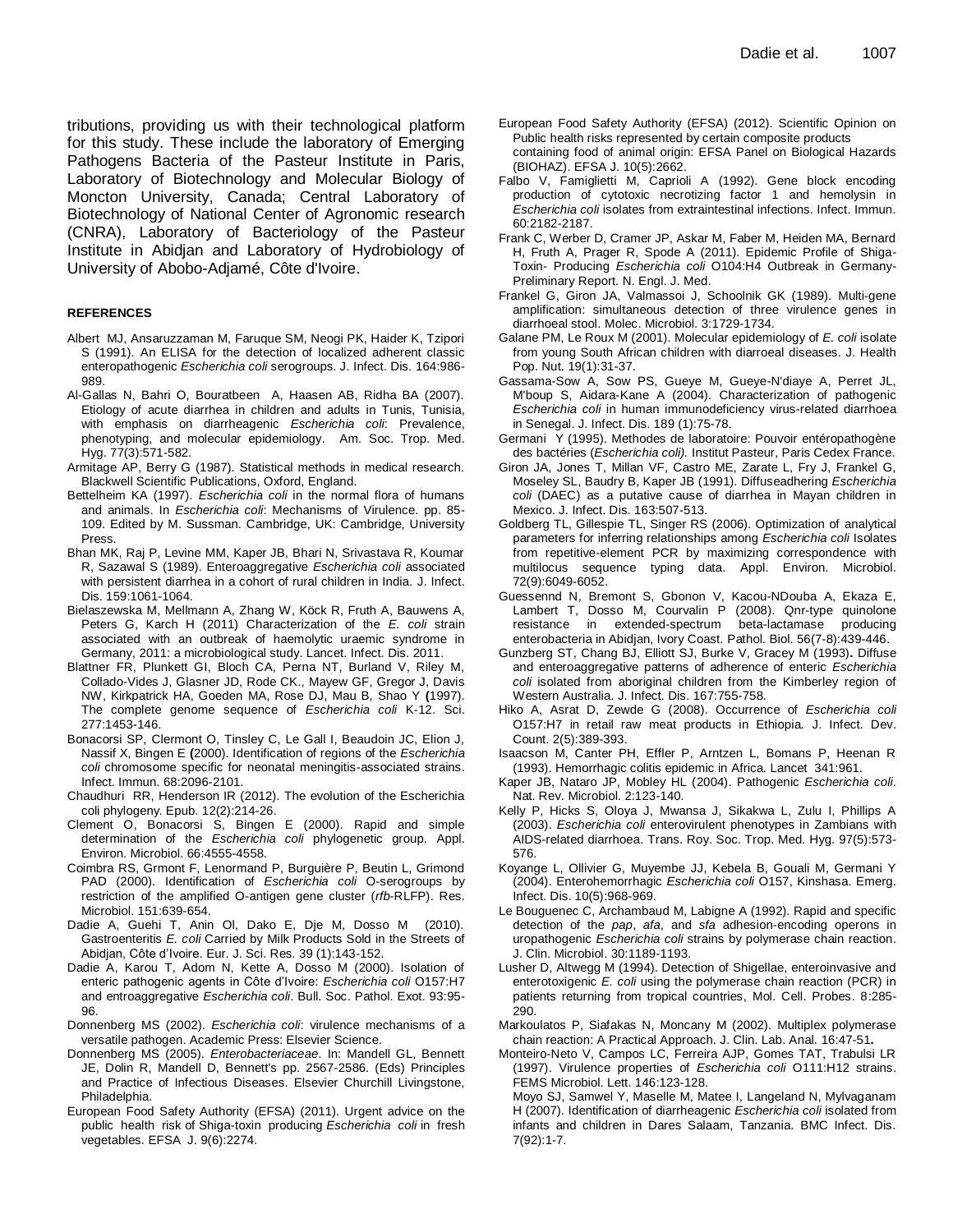tributions, providing us with their technological platform for this study. These include the laboratory of Emerging Pathogens Bacteria of the Pasteur Institute in Paris, Laboratory of Biotechnology and Molecular Biology of Moncton University, Canada; Central Laboratory of Biotechnology of National Center of Agronomic research (CNRA), Laboratory of Bacteriology of the Pasteur Institute in Abidjan and Laboratory of Hydrobiology of University of Abobo-Adjamé, Côte d'Ivoire.

## REFERENCES

Albert MJ, Ansaruzzaman M, Faruque SM, Neogi PK, Haider K, Tzipori S (1991). An ELISA for the detection of localized adherent classic enteropathogenic *Escherichia coli* serogroups. J. Infect. Dis. 164:986-989.

Al-Gallas N, Bahri O, Bouratbeen A, Haasen AB, Ridha BA (2007). Etiology of acute diarrhea in children and adults in Tunis, Tunisia, with emphasis on diarrheagenic *Escherichia coli*: Prevalence, phenotyping, and molecular epidemiology. Am. Soc. Trop. Med. Hyg. 77(3):571-582.

Armitage AP, Berry G (1987). Statistical methods in medical research. Blackwell Scientific Publications, Oxford, England.

Bettelheim KA (1997). *Escherichia coli* in the normal flora of humans and animals. In *Escherichia coli*: Mechanisms of Virulence. pp. 85-109. Edited by M. Sussman. Cambridge, UK: Cambridge, University Press.

Bhan MK, Raj P, Levine MM, Kaper JB, Bhari N, Srivastava R, Koumar R, Sazawal S (1989). Enteroaggregative *Escherichia coli* associated with persistent diarrhea in a cohort of rural children in India. J. Infect. Dis. 159:1061-1064.

Bielaszewska M, Mellmann A, Zhang W, Köck R, Fruth A, Bauwens A, Peters G, Karch H (2011) Characterization of the *E. coli* strain associated with an outbreak of haemolytic uraemic syndrome in Germany, 2011: a microbiological study. Lancet. Infect. Dis. 2011.

Blattner FR, Plunkett GI, Bloch CA, Perna NT, Burland V, Riley M, Collado-Vides J, Glasner JD, Rode CK., Mayew GF, Gregor J, Davis NW, Kirkpatrick HA, Goeden MA, Rose DJ, Mau B, Shao Y **(**1997). The complete genome sequence of *Escherichia coli* K-12. Sci. 277:1453-146.

Bonacorsi SP, Clermont O, Tinsley C, Le Gall I, Beaudoin JC, Elion J, Nassif X, Bingen E **(**2000). Identification of regions of the *Escherichia coli* chromosome specific for neonatal meningitis-associated strains. Infect. Immun. 68:2096-2101.

Chaudhuri RR, Henderson IR (2012). The evolution of the Escherichia coli phylogeny. Epub. 12(2):214-26.

Clement O, Bonacorsi S, Bingen E (2000). Rapid and simple determination of the *Escherichia coli* phylogenetic group. Appl. Environ. Microbiol. 66:4555-4558.

Coimbra RS, Grmont F, Lenormand P, Burguière P, Beutin L, Grimond PAD (2000). Identification of *Escherichia coli* O-serogroups by restriction of the amplified O-antigen gene cluster (*rfb*-RLFP). Res. Microbiol. 151:639-654.

Dadie A, Guehi T, Anin OI, Dako E, Dje M, Dosso M (2010). Gastroenteritis *E. coli* Carried by Milk Products Sold in the Streets of Abidjan, Côte d'Ivoire. Eur. J. Sci. Res. 39 (1):143-152.

Dadie A, Karou T, Adom N, Kette A, Dosso M (2000). Isolation of enteric pathogenic agents in Côte d'Ivoire: *Escherichia coli* O157:H7 and entroaggregative *Escherichia coli*. Bull. Soc. Pathol. Exot. 93:95-96.

Donnenberg MS (2002). *Escherichia coli*: virulence mechanisms of a versatile pathogen. Academic Press: Elsevier Science.

Donnenberg MS (2005). *Enterobacteriaceae*. In: Mandell GL, Bennett JE, Dolin R, Mandell D, Bennett's pp. 2567-2586. (Eds) Principles and Practice of Infectious Diseases. Elsevier Churchill Livingstone, Philadelphia.

European Food Safety Authority (EFSA) (2011). Urgent advice on the public health risk of Shiga-toxin producing *Escherichia coli* in fresh vegetables. EFSA J. 9(6):2274.

European Food Safety Authority (EFSA) (2012). Scientific Opinion on Public health risks represented by certain composite products containing food of animal origin: EFSA Panel on Biological Hazards (BIOHAZ). EFSA J. 10(5):2662.

Falbo V, Famiglietti M, Caprioli A (1992). Gene block encoding production of cytotoxic necrotizing factor 1 and hemolysin in *Escherichia coli* isolates from extraintestinal infections. Infect. Immun. 60:2182-2187.

Frank C, Werber D, Cramer JP, Askar M, Faber M, Heiden MA, Bernard H, Fruth A, Prager R, Spode A (2011). Epidemic Profile of Shiga-Toxin- Producing *Escherichia coli* O104:H4 Outbreak in Germany-Preliminary Report. N. Engl. J. Med.

Frankel G, Giron JA, Valmassoi J, Schoolnik GK (1989). Multi-gene amplification: simultaneous detection of three virulence genes in diarrhoeal stool. Molec. Microbiol. 3:1729-1734.

Galane PM, Le Roux M (2001). Molecular epidemiology of *E. coli* isolate from young South African children with diarroeal diseases. J. Health Pop. Nut. 19(1):31-37.

Gassama-Sow A, Sow PS, Gueye M, Gueye-N'diaye A, Perret JL, M'boup S, Aidara-Kane A (2004). Characterization of pathogenic *Escherichia coli* in human immunodeficiency virus-related diarrhoea in Senegal. J. Infect. Dis. 189 (1):75-78.

Germani Y (1995). Methodes de laboratoire: Pouvoir entéropathogène des bactéries (*Escherichia coli).* Institut Pasteur, Paris Cedex France.

Giron JA, Jones T, Millan VF, Castro ME, Zarate L, Fry J, Frankel G, Moseley SL, Baudry B, Kaper JB (1991). Diffuseadhering *Escherichia coli* (DAEC) as a putative cause of diarrhea in Mayan children in Mexico. J. Infect. Dis. 163:507-513.

Goldberg TL, Gillespie TL, Singer RS (2006). Optimization of analytical parameters for inferring relationships among *Escherichia coli* Isolates from repetitive-element PCR by maximizing correspondence with multilocus sequence typing data. Appl. Environ. Microbiol. 72(9):6049-6052.

Guessennd N, Bremont S, Gbonon V, Kacou-NDouba A, Ekaza E, Lambert T, Dosso M, Courvalin P (2008). Qnr-type quinolone resistance in extended-spectrum beta-lactamase producing enterobacteria in Abidjan, Ivory Coast. Pathol. Biol. 56(7-8):439-446.

Gunzberg ST, Chang BJ, Elliott SJ, Burke V, Gracey M (1993)**.** Diffuse and enteroaggregative patterns of adherence of enteric *Escherichia coli* isolated from aboriginal children from the Kimberley region of Western Australia. J. Infect. Dis. 167:755-758.

Hiko A, Asrat D, Zewde G (2008). Occurrence of *Escherichia coli* O157:H7 in retail raw meat products in Ethiopia. J. Infect. Dev. Count. 2(5):389-393.

Isaacson M, Canter PH, Effler P, Arntzen L, Bomans P, Heenan R (1993). Hemorrhagic colitis epidemic in Africa. Lancet 341:961.

Kaper JB, Nataro JP, Mobley HL (2004). Pathogenic *Escherichia coli*. Nat. Rev. Microbiol. 2:123-140.

Kelly P, Hicks S, Oloya J, Mwansa J, Sikakwa L, Zulu I, Phillips A (2003). *Escherichia coli* enterovirulent phenotypes in Zambians with AIDS-related diarrhoea. Trans. Roy. Soc. Trop. Med. Hyg. 97(5):573-576.

Koyange L, Ollivier G, Muyembe JJ, Kebela B, Gouali M, Germani Y (2004). Enterohemorrhagic *Escherichia coli* O157, Kinshasa. Emerg. Infect. Dis. 10(5):968-969.

Le Bouguenec C, Archambaud M, Labigne A (1992). Rapid and specific detection of the *pap*, *afa*, and *sfa* adhesion-encoding operons in uropathogenic *Escherichia coli* strains by polymerase chain reaction. J. Clin. Microbiol. 30:1189-1193.

Lusher D, Altwegg M (1994). Detection of Shigellae, enteroinvasive and enterotoxigenic *E. coli* using the polymerase chain reaction (PCR) in patients returning from tropical countries, Mol. Cell. Probes. 8:285-290.

Markoulatos P, Siafakas N, Moncany M (2002). Multiplex polymerase chain reaction: A Practical Approach. J. Clin. Lab. Anal. 16:47-51**.**

Monteiro-Neto V, Campos LC, Ferreira AJP, Gomes TAT, Trabulsi LR (1997). Virulence properties of *Escherichia coli* O111:H12 strains. FEMS Microbiol. Lett. 146:123-128.

Moyo SJ, Samwel Y, Maselle M, Matee I, Langeland N, Mylvaganam H (2007). Identification of diarrheagenic *Escherichia coli* isolated from infants and children in Dares Salaam, Tanzania. BMC Infect. Dis. 7(92):1-7.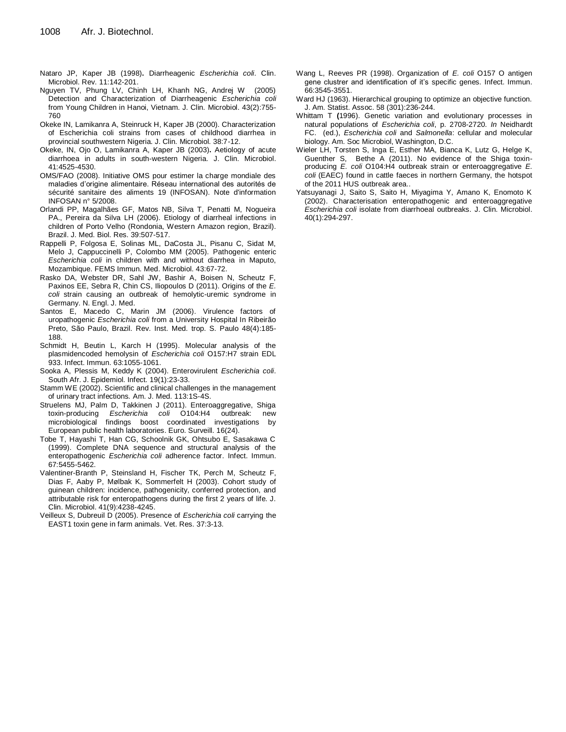Nataro JP, Kaper JB (1998). Diarrheagenic *Escherichia coli*. Clin. Microbiol. Rev. 11:142-201.

Nguyen TV, Phung LV, Chinh LH, Khanh NG, Andrej W (2005) Detection and Characterization of Diarrheagenic *Escherichia coli* from Young Children in Hanoi, Vietnam. J. Clin. Microbiol. 43(2):755-760

Okeke IN, Lamikanra A, Steinruck H, Kaper JB (2000). Characterization of Escherichia coli strains from cases of childhood diarrhea in provincial southwestern Nigeria. J. Clin. Microbiol. 38:7-12.

Okeke, IN, Ojo O, Lamikanra A, Kaper JB (2003). Aetiology of acute diarrhoea in adults in south-western Nigeria. J. Clin. Microbiol. 41:4525-4530.

OMS/FAO (2008). Initiative OMS pour estimer la charge mondiale des maladies d'origine alimentaire. Réseau international des autorités de sécurité sanitaire des aliments 19 (INFOSAN). Note d'information INFOSAN n° 5/2008.

Orlandi PP, Magalhães GF, Matos NB, Silva T, Penatti M, Nogueira PA., Pereira da Silva LH (2006). Etiology of diarrheal infections in children of Porto Velho (Rondonia, Western Amazon region, Brazil). Brazil. J. Med. Biol. Res. 39:507-517.

Rappelli P, Folgosa E, Solinas ML, DaCosta JL, Pisanu C, Sidat M, Melo J, Cappuccinelli P, Colombo MM (2005). Pathogenic enteric *Escherichia coli* in children with and without diarrhea in Maputo, Mozambique. FEMS Immun. Med. Microbiol. 43:67-72.

Rasko DA, Webster DR, Sahl JW, Bashir A, Boisen N, Scheutz F, Paxinos EE, Sebra R, Chin CS, Iliopoulos D (2011). Origins of the *E. coli* strain causing an outbreak of hemolytic-uremic syndrome in Germany. N. Engl. J. Med.

Santos E, Macedo C, Marin JM (2006). Virulence factors of uropathogenic *Escherichia coli* from a University Hospital In Ribeirão Preto, São Paulo, Brazil. Rev. Inst. Med. trop. S. Paulo 48(4):185-188.

Schmidt H, Beutin L, Karch H (1995). Molecular analysis of the plasmidencoded hemolysin of *Escherichia coli* O157:H7 strain EDL 933. Infect. Immun. 63:1055-1061.

Sooka A, Plessis M, Keddy K (2004). Enterovirulent *Escherichia coli*. South Afr. J. Epidemiol. Infect. 19(1):23-33.

Stamm WE (2002). Scientific and clinical challenges in the management of urinary tract infections. Am. J. Med. 113:1S-4S.

Struelens MJ, Palm D, Takkinen J (2011). Enteroaggregative, Shiga toxin-producing *Escherichia coli* O104:H4 outbreak: new microbiological findings boost coordinated investigations by European public health laboratories. Euro. Surveill. 16(24).

Tobe T, Hayashi T, Han CG, Schoolnik GK, Ohtsubo E, Sasakawa C (1999). Complete DNA sequence and structural analysis of the enteropathogenic *Escherichia coli* adherence factor. Infect. Immun. 67:5455-5462.

Valentiner-Branth P, Steinsland H, Fischer TK, Perch M, Scheutz F, Dias F, Aaby P, Mølbak K, Sommerfelt H (2003). Cohort study of guinean children: incidence, pathogenicity, conferred protection, and attributable risk for enteropathogens during the first 2 years of life. J. Clin. Microbiol. 41(9):4238-4245.

Veilleux S, Dubreuil D (2005). Presence of *Escherichia coli* carrying the EAST1 toxin gene in farm animals. Vet. Res. 37:3-13.

Wang L, Reeves PR (1998). Organization of *E. coli* O157 O antigen gene clustrer and identification of it's specific genes. Infect. Immun. 66:3545-3551.

Ward HJ (1963). Hierarchical grouping to optimize an objective function. J. Am. Statist. Assoc. 58 (301):236-244.

Whittam T (1996). Genetic variation and evolutionary processes in natural populations of *Escherichia coli*, p. 2708-2720. *In* Neidhardt FC. (ed.), *Escherichia coli* and *Salmonella*: cellular and molecular biology. Am. Soc Microbiol, Washington, D.C.

Wieler LH, Torsten S, Inga E, Esther MA, Bianca K, Lutz G, Helge K, Guenther S, Bethe A (2011). No evidence of the Shiga toxin-producing *E. coli* O104:H4 outbreak strain or enteroaggregative *E. coli* (EAEC) found in cattle faeces in northern Germany, the hotspot of the 2011 HUS outbreak area..

Yatsuyanagi J, Saito S, Saito H, Miyagima Y, Amano K, Enomoto K (2002). Characterisation enteropathogenic and enteroaggregative *Escherichia coli* isolate from diarrhoeal outbreaks. J. Clin. Microbiol. 40(1):294-297.